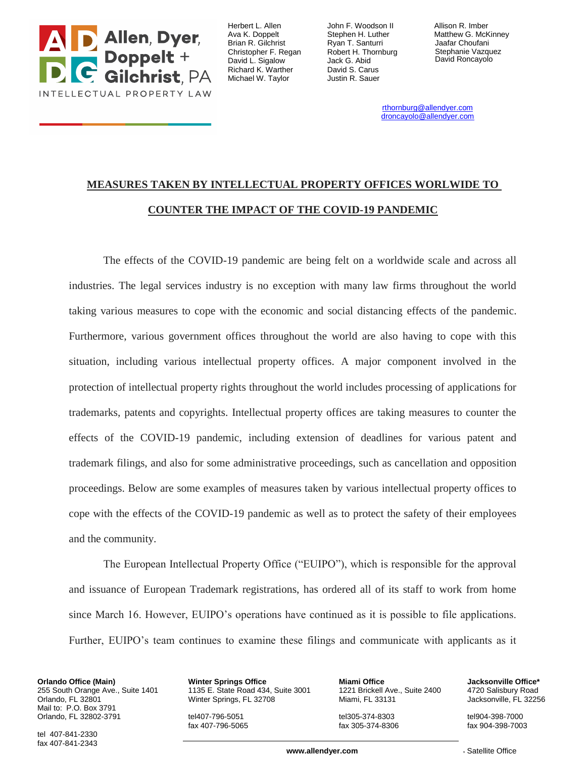Allen, Dyer, Doppelt + Gilchrist, PA
INTELLECTUAL PROPERTY LAW

Herbert L. Allen
Ava K. Doppelt
Brian R. Gilchrist
Christopher F. Regan
David L. Sigalow
Richard K. Warther
Michael W. Taylor

John F. Woodson II
Stephen H. Luther
Ryan T. Santurri
Robert H. Thornburg
Jack G. Abid
David S. Carus
Justin R. Sauer

Allison R. Imber
Matthew G. McKinney
Jaafar Choufani
Stephanie Vazquez
David Roncayolo

rthornburg@allendyer.com
droncayolo@allendyer.com

## MEASURES TAKEN BY INTELLECTUAL PROPERTY OFFICES WORLWIDE TO COUNTER THE IMPACT OF THE COVID-19 PANDEMIC

The effects of the COVID-19 pandemic are being felt on a worldwide scale and across all industries. The legal services industry is no exception with many law firms throughout the world taking various measures to cope with the economic and social distancing effects of the pandemic. Furthermore, various government offices throughout the world are also having to cope with this situation, including various intellectual property offices. A major component involved in the protection of intellectual property rights throughout the world includes processing of applications for trademarks, patents and copyrights. Intellectual property offices are taking measures to counter the effects of the COVID-19 pandemic, including extension of deadlines for various patent and trademark filings, and also for some administrative proceedings, such as cancellation and opposition proceedings. Below are some examples of measures taken by various intellectual property offices to cope with the effects of the COVID-19 pandemic as well as to protect the safety of their employees and the community.

The European Intellectual Property Office ("EUIPO"), which is responsible for the approval and issuance of European Trademark registrations, has ordered all of its staff to work from home since March 16. However, EUIPO's operations have continued as it is possible to file applications. Further, EUIPO's team continues to examine these filings and communicate with applicants as it

**Orlando Office (Main)**
255 South Orange Ave., Suite 1401
Orlando, FL 32801
Mail to: P.O. Box 3791
Orlando, FL 32802-3791

tel 407-841-2330
fax 407-841-2343

**Winter Springs Office**
1135 E. State Road 434, Suite 3001
Winter Springs, FL 32708

tel407-796-5051
fax 407-796-5065

**Miami Office**
1221 Brickell Ave., Suite 2400
Miami, FL 33131

tel305-374-8303
fax 305-374-8306

**Jacksonville Office***
4720 Salisbury Road
Jacksonville, FL 32256

tel904-398-7000
fax 904-398-7003

**www.allendyer.com**

* Satellite Office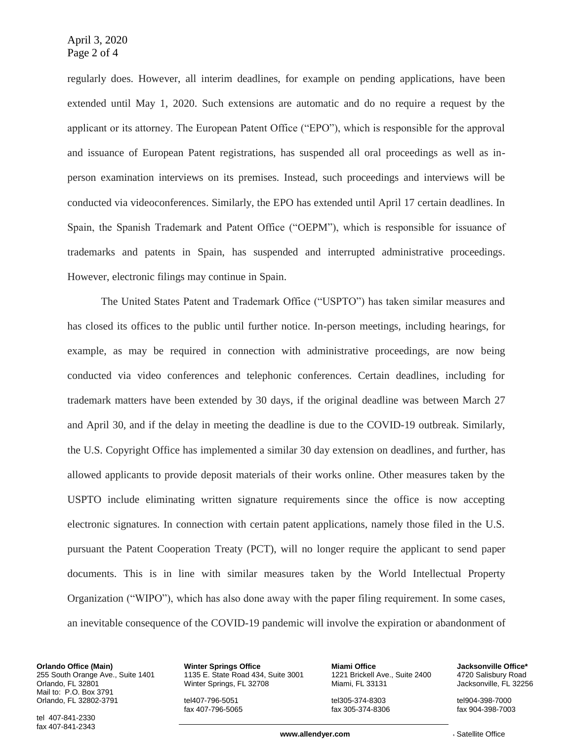regularly does. However, all interim deadlines, for example on pending applications, have been extended until May 1, 2020. Such extensions are automatic and do no require a request by the applicant or its attorney. The European Patent Office ("EPO"), which is responsible for the approval and issuance of European Patent registrations, has suspended all oral proceedings as well as in-person examination interviews on its premises. Instead, such proceedings and interviews will be conducted via videoconferences. Similarly, the EPO has extended until April 17 certain deadlines. In Spain, the Spanish Trademark and Patent Office ("OEPM"), which is responsible for issuance of trademarks and patents in Spain, has suspended and interrupted administrative proceedings. However, electronic filings may continue in Spain.

The United States Patent and Trademark Office ("USPTO") has taken similar measures and has closed its offices to the public until further notice. In-person meetings, including hearings, for example, as may be required in connection with administrative proceedings, are now being conducted via video conferences and telephonic conferences. Certain deadlines, including for trademark matters have been extended by 30 days, if the original deadline was between March 27 and April 30, and if the delay in meeting the deadline is due to the COVID-19 outbreak. Similarly, the U.S. Copyright Office has implemented a similar 30 day extension on deadlines, and further, has allowed applicants to provide deposit materials of their works online. Other measures taken by the USPTO include eliminating written signature requirements since the office is now accepting electronic signatures. In connection with certain patent applications, namely those filed in the U.S. pursuant the Patent Cooperation Treaty (PCT), will no longer require the applicant to send paper documents. This is in line with similar measures taken by the World Intellectual Property Organization ("WIPO"), which has also done away with the paper filing requirement. In some cases, an inevitable consequence of the COVID-19 pandemic will involve the expiration or abandonment of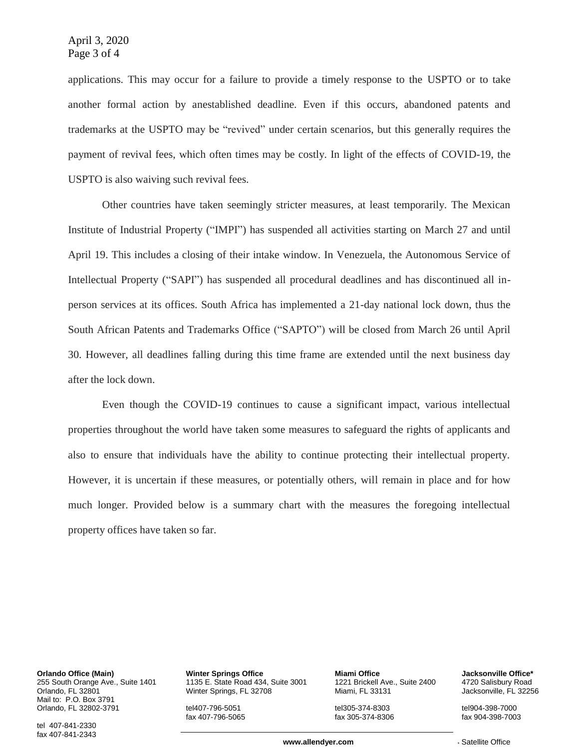applications. This may occur for a failure to provide a timely response to the USPTO or to take another formal action by anestablished deadline. Even if this occurs, abandoned patents and trademarks at the USPTO may be "revived" under certain scenarios, but this generally requires the payment of revival fees, which often times may be costly. In light of the effects of COVID-19, the USPTO is also waiving such revival fees.

Other countries have taken seemingly stricter measures, at least temporarily. The Mexican Institute of Industrial Property ("IMPI") has suspended all activities starting on March 27 and until April 19. This includes a closing of their intake window. In Venezuela, the Autonomous Service of Intellectual Property ("SAPI") has suspended all procedural deadlines and has discontinued all in-person services at its offices. South Africa has implemented a 21-day national lock down, thus the South African Patents and Trademarks Office ("SAPTO") will be closed from March 26 until April 30. However, all deadlines falling during this time frame are extended until the next business day after the lock down.

Even though the COVID-19 continues to cause a significant impact, various intellectual properties throughout the world have taken some measures to safeguard the rights of applicants and also to ensure that individuals have the ability to continue protecting their intellectual property. However, it is uncertain if these measures, or potentially others, will remain in place and for how much longer. Provided below is a summary chart with the measures the foregoing intellectual property offices have taken so far.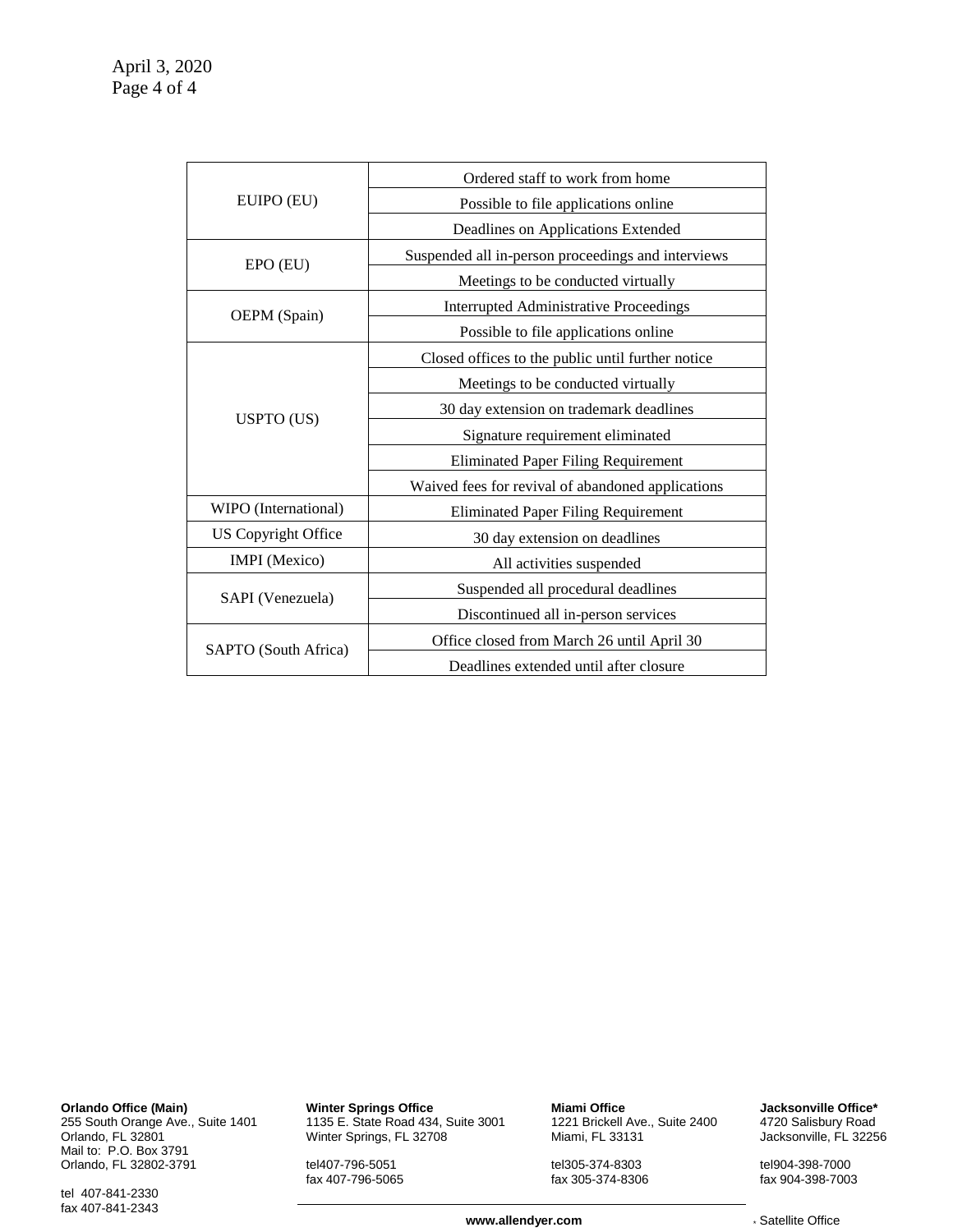| | |
|---|---|
| EUIPO (EU) | Ordered staff to work from home |
| | Possible to file applications online |
| | Deadlines on Applications Extended |
| EPO (EU) | Suspended all in-person proceedings and interviews |
| | Meetings to be conducted virtually |
| OEPM (Spain) | Interrupted Administrative Proceedings |
| | Possible to file applications online |
| USPTO (US) | Closed offices to the public until further notice |
| | Meetings to be conducted virtually |
| | 30 day extension on trademark deadlines |
| | Signature requirement eliminated |
| | Eliminated Paper Filing Requirement |
| | Waived fees for revival of abandoned applications |
| WIPO (International) | Eliminated Paper Filing Requirement |
| US Copyright Office | 30 day extension on deadlines |
| IMPI (Mexico) | All activities suspended |
| SAPI (Venezuela) | Suspended all procedural deadlines |
| | Discontinued all in-person services |
| SAPTO (South Africa) | Office closed from March 26 until April 30 |
| | Deadlines extended until after closure |